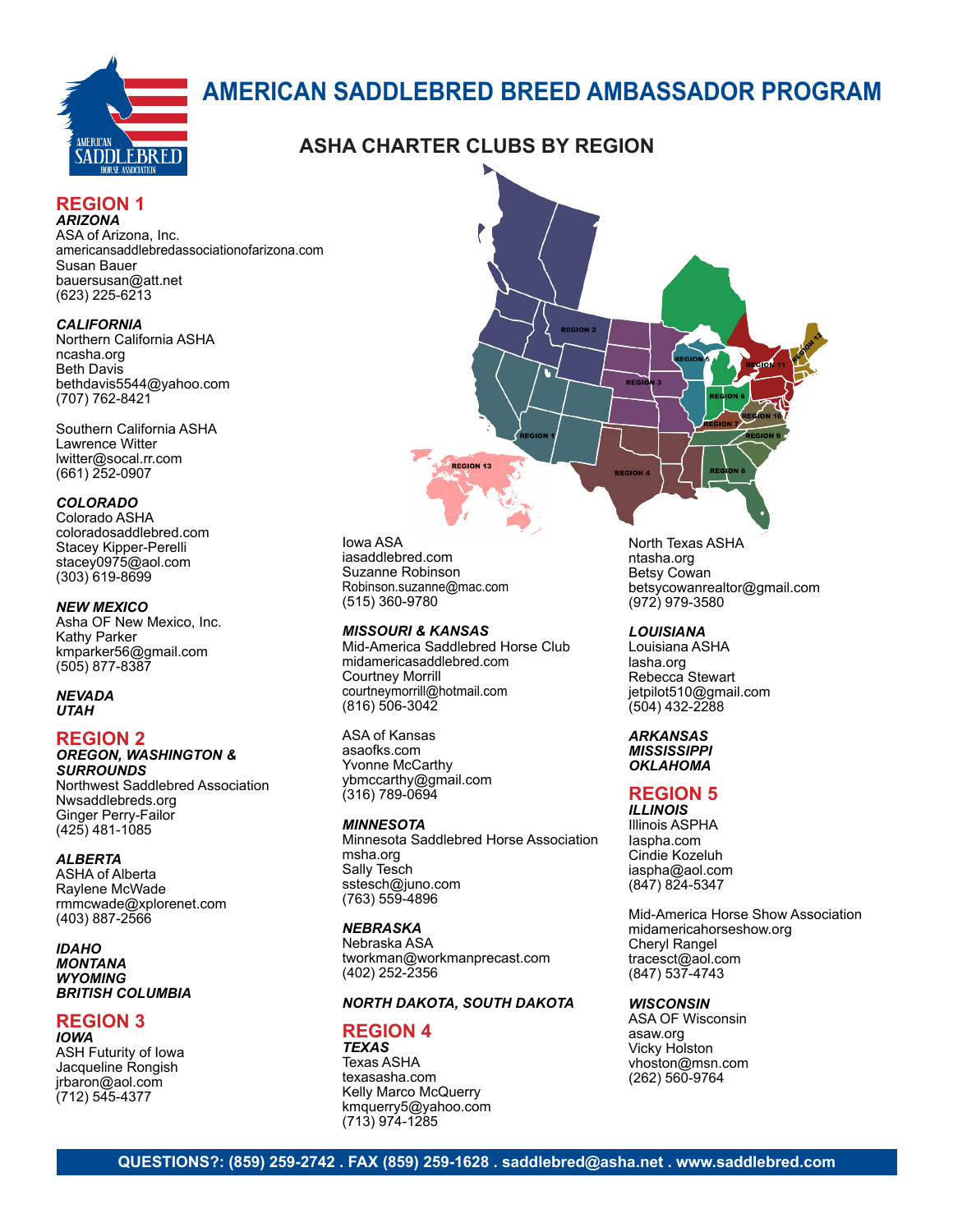# AMERICAN SADDLEBRED BREED AMBASSADOR PROGRAM

## ASHA CHARTER CLUBS BY REGION

## REGION 1

***ARIZONA***

ASA of Arizona, Inc.
americansaddlebredassociationofarizona.com
Susan Bauer
bauersusan@att.net
(623) 225-6213

***CALIFORNIA***

Northern California ASHA
ncasha.org
Beth Davis
bethdavis5544@yahoo.com
(707) 762-8421

Southern California ASHA
Lawrence Witter
lwitter@socal.rr.com
(661) 252-0907

***COLORADO***

Colorado ASHA
coloradosaddlebred.com
Stacey Kipper-Perelli
stacey0975@aol.com
(303) 619-8699

***NEW MEXICO***

Asha OF New Mexico, Inc.
Kathy Parker
kmparker56@gmail.com
(505) 877-8387

***NEVADA***
***UTAH***

## REGION 2

***OREGON, WASHINGTON & SURROUNDS***

Northwest Saddlebred Association
Nwsaddlebreds.org
Ginger Perry-Failor
(425) 481-1085

***ALBERTA***

ASHA of Alberta
Raylene McWade
rmmcwade@xplorenet.com
(403) 887-2566

***IDAHO***
***MONTANA***
***WYOMING***
***BRITISH COLUMBIA***

## REGION 3

***IOWA***

ASH Futurity of Iowa
Jacqueline Rongish
jrbaron@aol.com
(712) 545-4377

Iowa ASA
iasaddlebred.com
Suzanne Robinson
Robinson.suzanne@mac.com
(515) 360-9780

***MISSOURI & KANSAS***

Mid-America Saddlebred Horse Club
midamericasaddlebred.com
Courtney Morrill
courtneymorrill@hotmail.com
(816) 506-3042

ASA of Kansas
asaofks.com
Yvonne McCarthy
ybmccarthy@gmail.com
(316) 789-0694

***MINNESOTA***

Minnesota Saddlebred Horse Association
msha.org
Sally Tesch
sstesch@juno.com
(763) 559-4896

***NEBRASKA***

Nebraska ASA
tworkman@workmanprecast.com
(402) 252-2356

***NORTH DAKOTA, SOUTH DAKOTA***

## REGION 4

***TEXAS***

Texas ASHA
texasasha.com
Kelly Marco McQuerry
kmquerry5@yahoo.com
(713) 974-1285

North Texas ASHA
ntasha.org
Betsy Cowan
betsycowanrealtor@gmail.com
(972) 979-3580

***LOUISIANA***

Louisiana ASHA
lasha.org
Rebecca Stewart
jetpilot510@gmail.com
(504) 432-2288

***ARKANSAS***
***MISSISSIPPI***
***OKLAHOMA***

## REGION 5

***ILLINOIS***

Illinois ASPHA
Iaspha.com
Cindie Kozeluh
iaspha@aol.com
(847) 824-5347

Mid-America Horse Show Association
midamericahorseshow.org
Cheryl Rangel
tracesct@aol.com
(847) 537-4743

***WISCONSIN***

ASA OF Wisconsin
asaw.org
Vicky Holston
vhoston@msn.com
(262) 560-9764

**QUESTIONS?: (859) 259-2742 . FAX (859) 259-1628 . saddlebred@asha.net . www.saddlebred.com**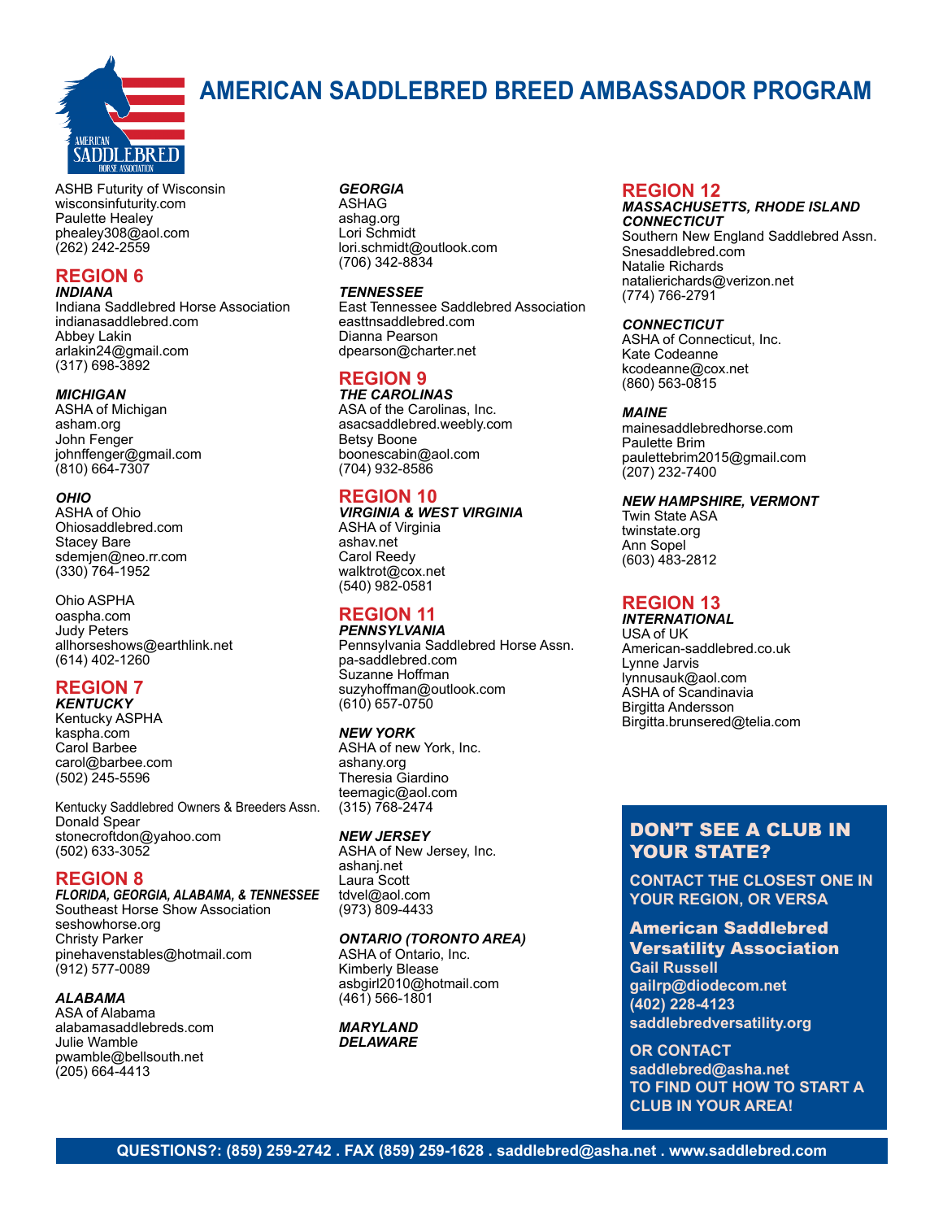# AMERICAN SADDLEBRED BREED AMBASSADOR PROGRAM

ASHB Futurity of Wisconsin
wisconsinfuturity.com
Paulette Healey
phealey308@aol.com
(262) 242-2559

## REGION 6

***INDIANA***
Indiana Saddlebred Horse Association
indianasaddlebred.com
Abbey Lakin
arlakin24@gmail.com
(317) 698-3892

***MICHIGAN***
ASHA of Michigan
asham.org
John Fenger
johnffenger@gmail.com
(810) 664-7307

***OHIO***
ASHA of Ohio
Ohiosaddlebred.com
Stacey Bare
sdemjen@neo.rr.com
(330) 764-1952

Ohio ASPHA
oaspha.com
Judy Peters
allhorseshows@earthlink.net
(614) 402-1260

## REGION 7

***KENTUCKY***
Kentucky ASPHA
kaspha.com
Carol Barbee
carol@barbee.com
(502) 245-5596

Kentucky Saddlebred Owners & Breeders Assn.
Donald Spear
stonecroftdon@yahoo.com
(502) 633-3052

## REGION 8

***FLORIDA, GEORGIA, ALABAMA, & TENNESSEE***
Southeast Horse Show Association
seshowhorse.org
Christy Parker
pinehavenstables@hotmail.com
(912) 577-0089

***ALABAMA***
ASA of Alabama
alabamasaddlebreds.com
Julie Wamble
pwamble@bellsouth.net
(205) 664-4413

***GEORGIA***
ASHAG
ashag.org
Lori Schmidt
lori.schmidt@outlook.com
(706) 342-8834

***TENNESSEE***
East Tennessee Saddlebred Association
easttnsaddlebred.com
Dianna Pearson
dpearson@charter.net

## REGION 9

***THE CAROLINAS***
ASA of the Carolinas, Inc.
asacsaddlebred.weebly.com
Betsy Boone
boonescabin@aol.com
(704) 932-8586

## REGION 10

***VIRGINIA & WEST VIRGINIA***
ASHA of Virginia
ashav.net
Carol Reedy
walktrot@cox.net
(540) 982-0581

## REGION 11

***PENNSYLVANIA***
Pennsylvania Saddlebred Horse Assn.
pa-saddlebred.com
Suzanne Hoffman
suzyhoffman@outlook.com
(610) 657-0750

***NEW YORK***
ASHA of new York, Inc.
ashany.org
Theresia Giardino
teemagic@aol.com
(315) 768-2474

***NEW JERSEY***
ASHA of New Jersey, Inc.
ashanj.net
Laura Scott
tdvel@aol.com
(973) 809-4433

***ONTARIO (TORONTO AREA)***
ASHA of Ontario, Inc.
Kimberly Blease
asbgirl2010@hotmail.com
(461) 566-1801

***MARYLAND***
***DELAWARE***

## REGION 12

***MASSACHUSETTS, RHODE ISLAND CONNECTICUT***
Southern New England Saddlebred Assn.
Snesaddlebred.com
Natalie Richards
natalierichards@verizon.net
(774) 766-2791

***CONNECTICUT***
ASHA of Connecticut, Inc.
Kate Codeanne
kcodeanne@cox.net
(860) 563-0815

***MAINE***
mainesaddlebredhorse.com
Paulette Brim
paulettebrim2015@gmail.com
(207) 232-7400

***NEW HAMPSHIRE, VERMONT***
Twin State ASA
twinstate.org
Ann Sopel
(603) 483-2812

## REGION 13

***INTERNATIONAL***
USA of UK
American-saddlebred.co.uk
Lynne Jarvis
lynnusauk@aol.com
ASHA of Scandinavia
Birgitta Andersson
Birgitta.brunsered@telia.com

**DON'T SEE A CLUB IN YOUR STATE?**

**CONTACT THE CLOSEST ONE IN YOUR REGION, OR VERSA**

**American Saddlebred Versatility Association**
**Gail Russell**
**gailrp@diodecom.net**
**(402) 228-4123**
**saddlebredversatility.org**

**OR CONTACT saddlebred@asha.net TO FIND OUT HOW TO START A CLUB IN YOUR AREA!**

**QUESTIONS?: (859) 259-2742 . FAX (859) 259-1628 . saddlebred@asha.net . www.saddlebred.com**